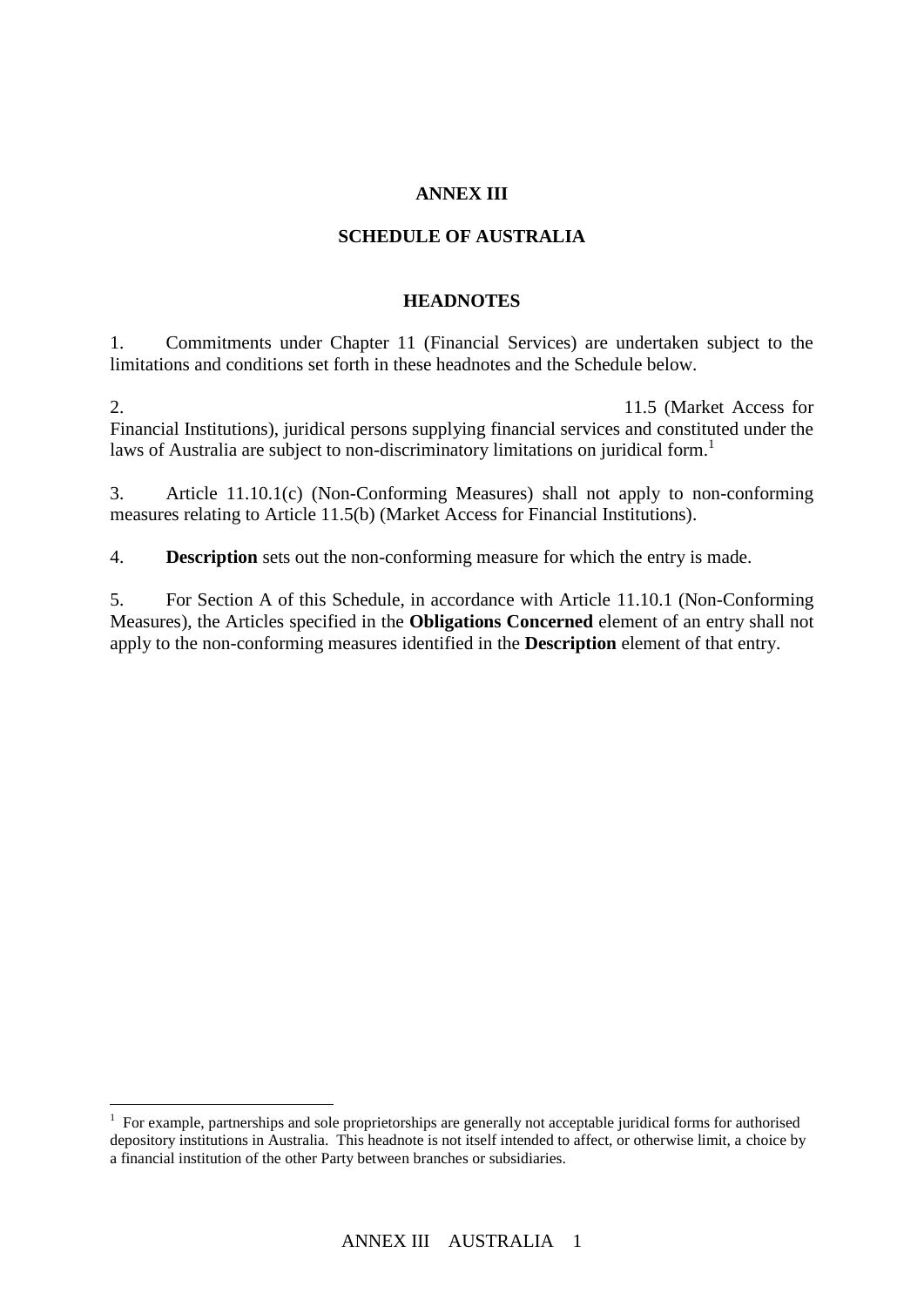# ANNEX III

## SCHEDULE OF AUSTRALIA

### HEADNOTES

1. Commitments under Chapter 11 (Financial Services) are undertaken subject to the limitations and conditions set forth in these headnotes and the Schedule below.

2. 11.5 (Market Access for Financial Institutions), juridical persons supplying financial services and constituted under the laws of Australia are subject to non-discriminatory limitations on juridical form.[1]

3. Article 11.10.1(c) (Non-Conforming Measures) shall not apply to non-conforming measures relating to Article 11.5(b) (Market Access for Financial Institutions).

4. **Description** sets out the non-conforming measure for which the entry is made.

5. For Section A of this Schedule, in accordance with Article 11.10.1 (Non-Conforming Measures), the Articles specified in the **Obligations Concerned** element of an entry shall not apply to the non-conforming measures identified in the **Description** element of that entry.

---

[1] For example, partnerships and sole proprietorships are generally not acceptable juridical forms for authorised depository institutions in Australia. This headnote is not itself intended to affect, or otherwise limit, a choice by a financial institution of the other Party between branches or subsidiaries.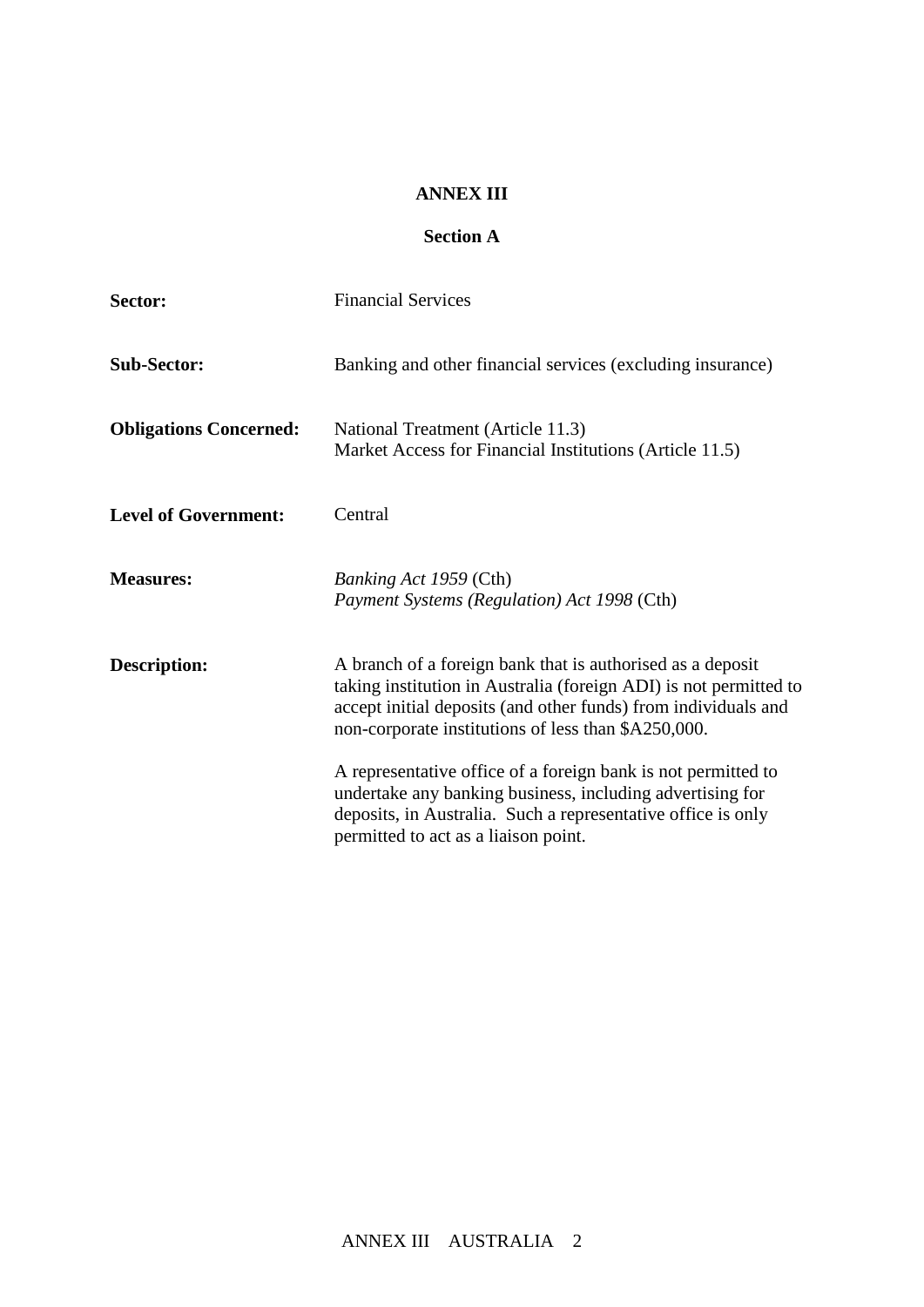**ANNEX III**

**Section A**

**Sector:** Financial Services

**Sub-Sector:** Banking and other financial services (excluding insurance)

**Obligations Concerned:** National Treatment (Article 11.3)
Market Access for Financial Institutions (Article 11.5)

**Level of Government:** Central

**Measures:** *Banking Act 1959* (Cth)
*Payment Systems (Regulation) Act 1998* (Cth)

**Description:** A branch of a foreign bank that is authorised as a deposit taking institution in Australia (foreign ADI) is not permitted to accept initial deposits (and other funds) from individuals and non-corporate institutions of less than $A250,000.

A representative office of a foreign bank is not permitted to undertake any banking business, including advertising for deposits, in Australia. Such a representative office is only permitted to act as a liaison point.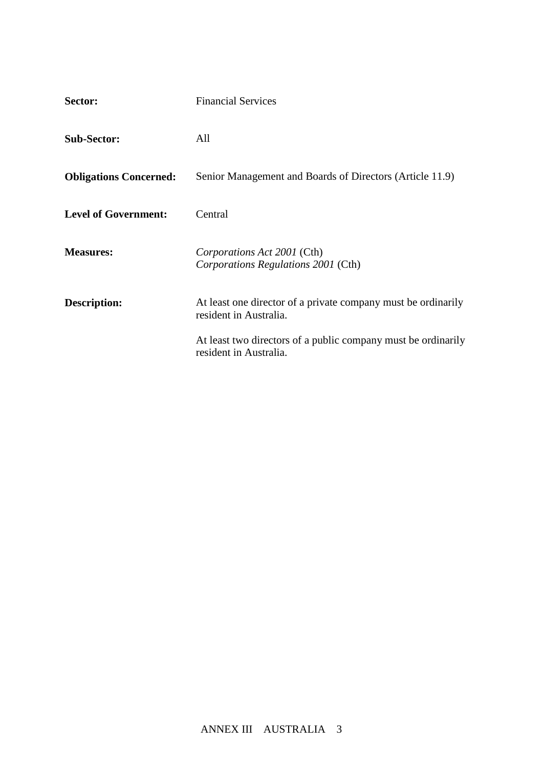**Sector:** Financial Services

**Sub-Sector:** All

**Obligations Concerned:** Senior Management and Boards of Directors (Article 11.9)

**Level of Government:** Central

**Measures:** *Corporations Act 2001* (Cth)
*Corporations Regulations 2001* (Cth)

**Description:** At least one director of a private company must be ordinarily resident in Australia.

At least two directors of a public company must be ordinarily resident in Australia.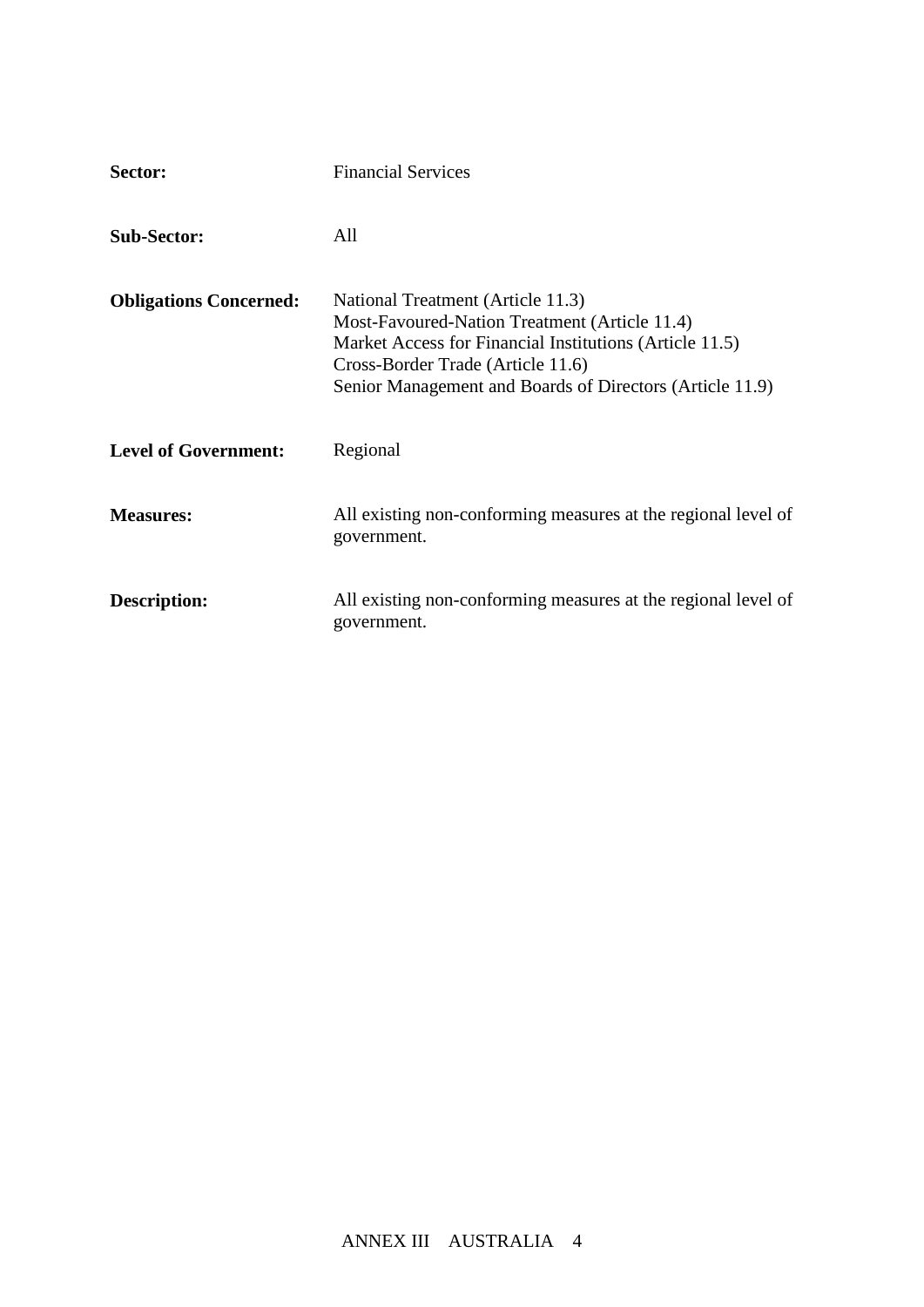**Sector:** Financial Services

**Sub-Sector:** All

**Obligations Concerned:** National Treatment (Article 11.3)
Most-Favoured-Nation Treatment (Article 11.4)
Market Access for Financial Institutions (Article 11.5)
Cross-Border Trade (Article 11.6)
Senior Management and Boards of Directors (Article 11.9)

**Level of Government:** Regional

**Measures:** All existing non-conforming measures at the regional level of government.

**Description:** All existing non-conforming measures at the regional level of government.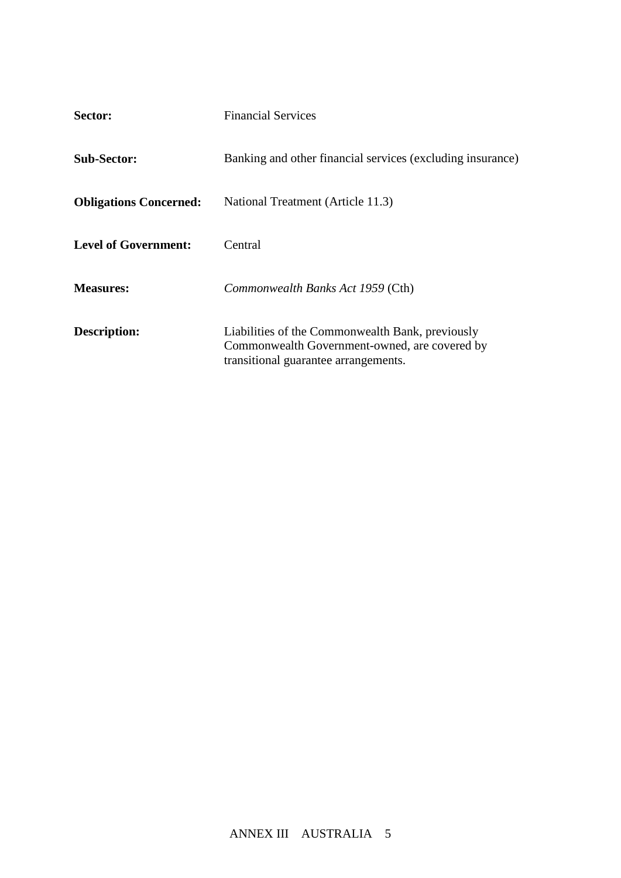**Sector:** Financial Services

**Sub-Sector:** Banking and other financial services (excluding insurance)

**Obligations Concerned:** National Treatment (Article 11.3)

**Level of Government:** Central

**Measures:** *Commonwealth Banks Act 1959* (Cth)

**Description:** Liabilities of the Commonwealth Bank, previously Commonwealth Government-owned, are covered by transitional guarantee arrangements.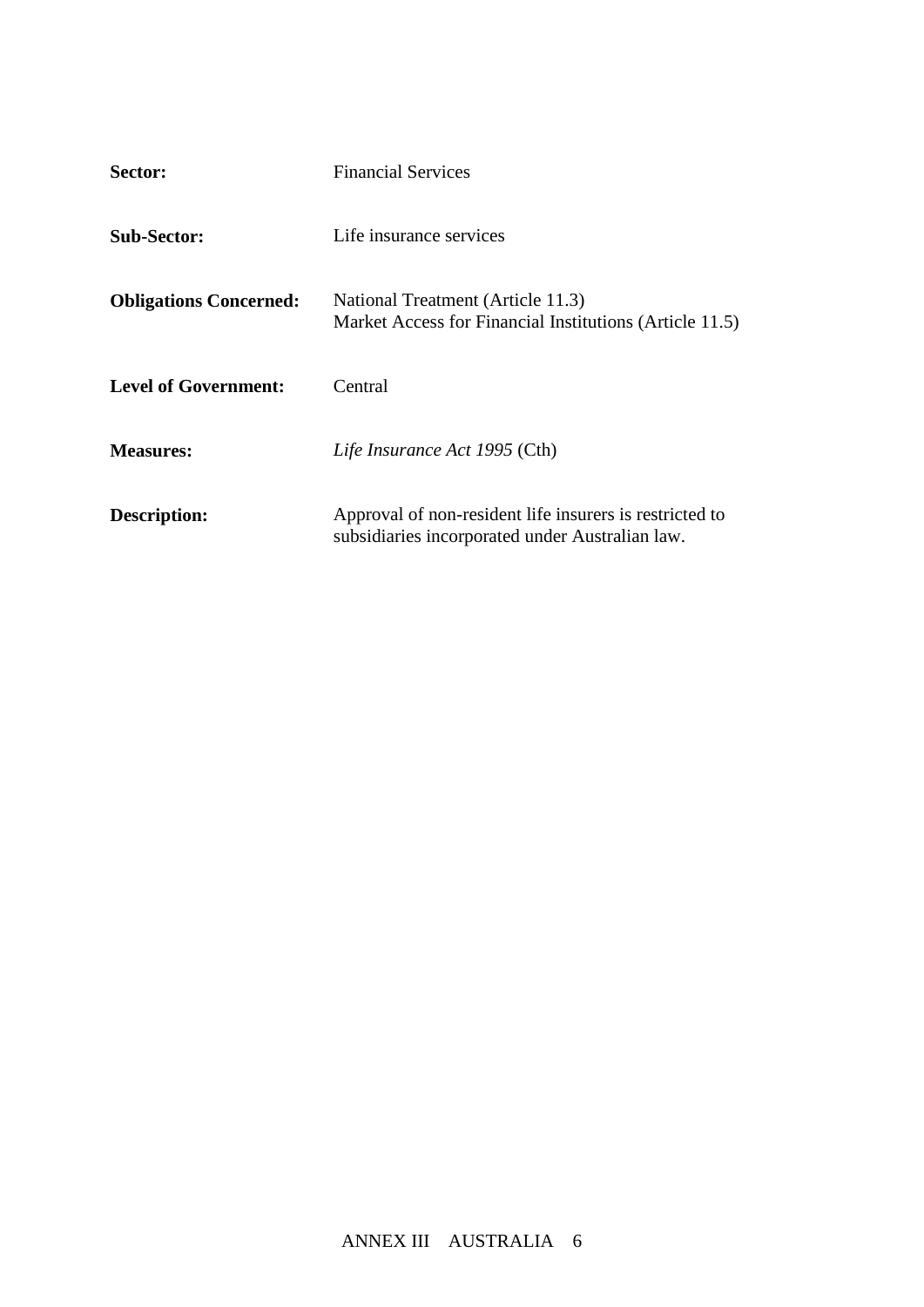| | |
|---|---|
| **Sector:** | Financial Services |
| **Sub-Sector:** | Life insurance services |
| **Obligations Concerned:** | National Treatment (Article 11.3)<br>Market Access for Financial Institutions (Article 11.5) |
| **Level of Government:** | Central |
| **Measures:** | *Life Insurance Act 1995* (Cth) |
| **Description:** | Approval of non-resident life insurers is restricted to subsidiaries incorporated under Australian law. |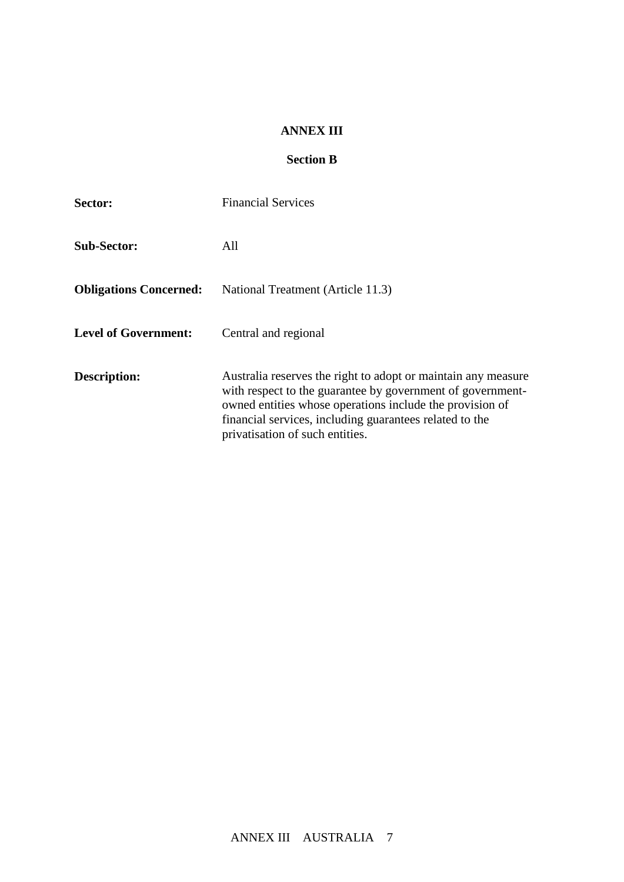# ANNEX III

## Section B

| | |
|---|---|
| **Sector:** | Financial Services |
| **Sub-Sector:** | All |
| **Obligations Concerned:** | National Treatment (Article 11.3) |
| **Level of Government:** | Central and regional |
| **Description:** | Australia reserves the right to adopt or maintain any measure with respect to the guarantee by government of government-owned entities whose operations include the provision of financial services, including guarantees related to the privatisation of such entities. |